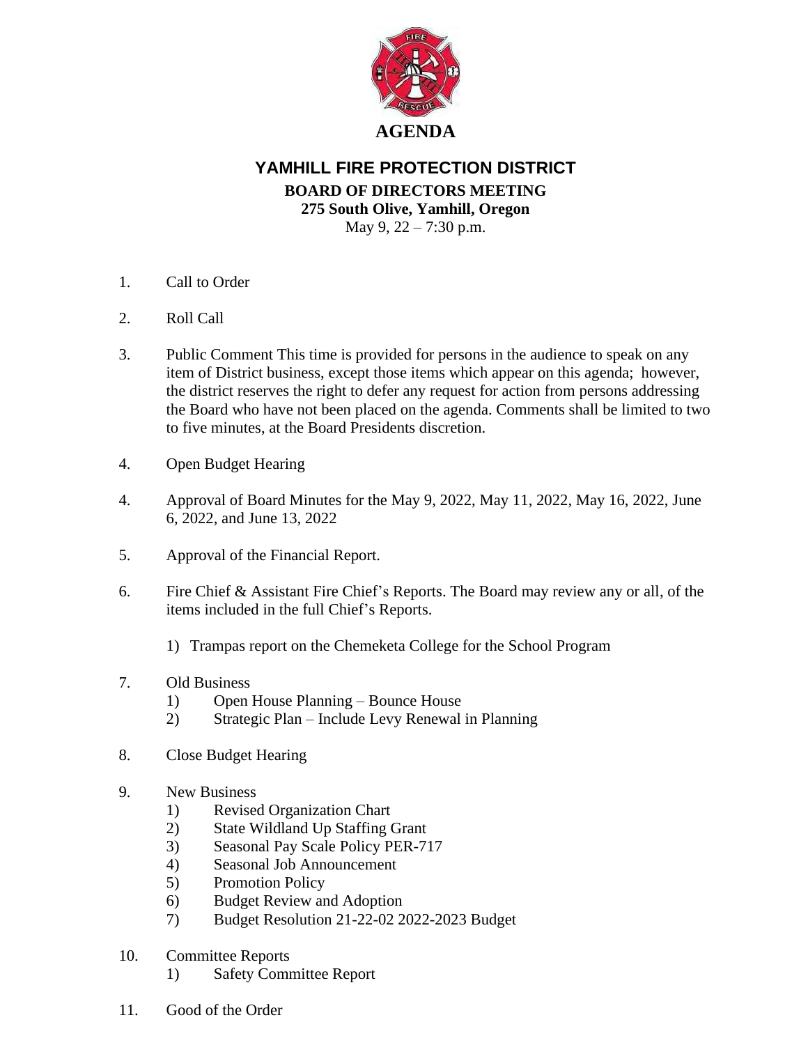# AGENDA

## YAMHILL FIRE PROTECTION DISTRICT

**BOARD OF DIRECTORS MEETING**
**275 South Olive, Yamhill, Oregon**
May 9, 22 – 7:30 p.m.

1. Call to Order

2. Roll Call

3. Public Comment This time is provided for persons in the audience to speak on any item of District business, except those items which appear on this agenda; however, the district reserves the right to defer any request for action from persons addressing the Board who have not been placed on the agenda. Comments shall be limited to two to five minutes, at the Board Presidents discretion.

4. Open Budget Hearing

4. Approval of Board Minutes for the May 9, 2022, May 11, 2022, May 16, 2022, June 6, 2022, and June 13, 2022

5. Approval of the Financial Report.

6. Fire Chief & Assistant Fire Chief's Reports. The Board may review any or all, of the items included in the full Chief's Reports.

   1) Trampas report on the Chemeketa College for the School Program

7. Old Business
   1) Open House Planning – Bounce House
   2) Strategic Plan – Include Levy Renewal in Planning

8. Close Budget Hearing

9. New Business
   1) Revised Organization Chart
   2) State Wildland Up Staffing Grant
   3) Seasonal Pay Scale Policy PER-717
   4) Seasonal Job Announcement
   5) Promotion Policy
   6) Budget Review and Adoption
   7) Budget Resolution 21-22-02 2022-2023 Budget

10. Committee Reports
    1) Safety Committee Report

11. Good of the Order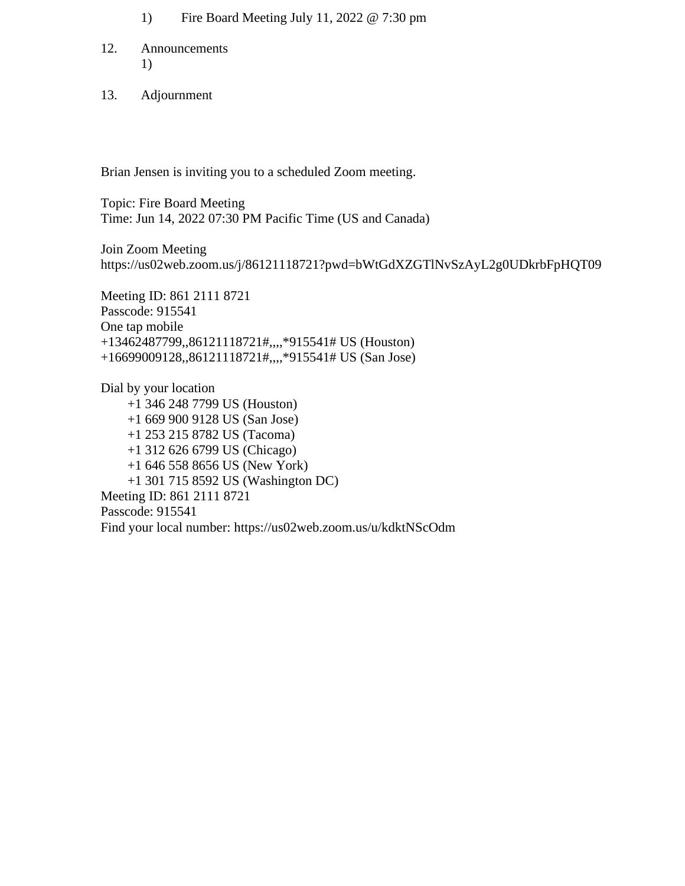1) Fire Board Meeting July 11, 2022 @ 7:30 pm

12. Announcements
    1)

13. Adjournment

Brian Jensen is inviting you to a scheduled Zoom meeting.

Topic: Fire Board Meeting
Time: Jun 14, 2022 07:30 PM Pacific Time (US and Canada)

Join Zoom Meeting
https://us02web.zoom.us/j/86121118721?pwd=bWtGdXZGTlNvSzAyL2g0UDkrbFpHQT09

Meeting ID: 861 2111 8721
Passcode: 915541
One tap mobile
+13462487799,,86121118721#,,,,*915541# US (Houston)
+16699009128,,86121118721#,,,,*915541# US (San Jose)

Dial by your location
+1 346 248 7799 US (Houston)
+1 669 900 9128 US (San Jose)
+1 253 215 8782 US (Tacoma)
+1 312 626 6799 US (Chicago)
+1 646 558 8656 US (New York)
+1 301 715 8592 US (Washington DC)
Meeting ID: 861 2111 8721
Passcode: 915541
Find your local number: https://us02web.zoom.us/u/kdktNScOdm